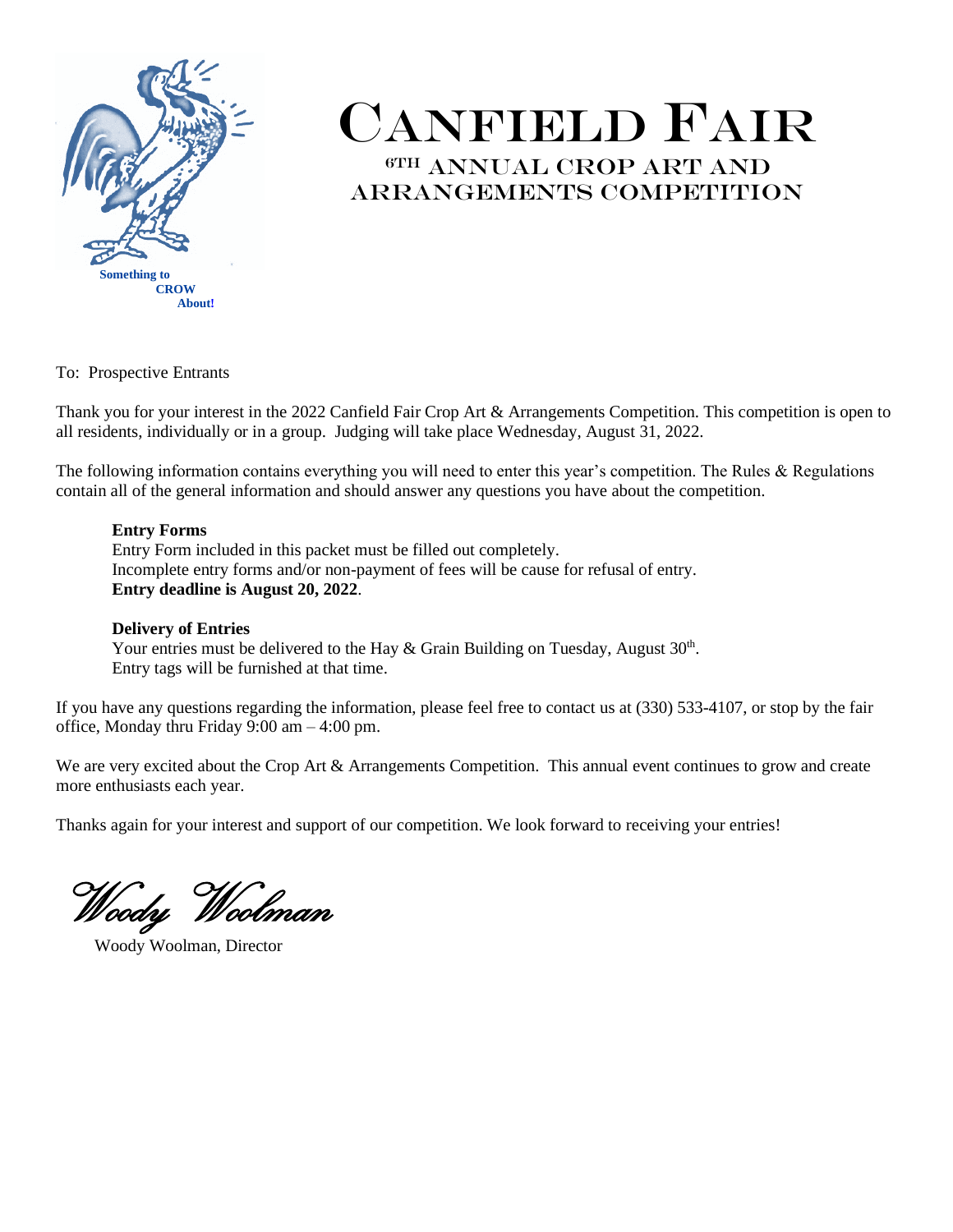Something to
CROW
About!

# Canfield Fair

## 6TH Annual Crop Art and Arrangements Competition

To: Prospective Entrants

Thank you for your interest in the 2022 Canfield Fair Crop Art & Arrangements Competition. This competition is open to all residents, individually or in a group. Judging will take place Wednesday, August 31, 2022.

The following information contains everything you will need to enter this year's competition. The Rules & Regulations contain all of the general information and should answer any questions you have about the competition.

**Entry Forms**
Entry Form included in this packet must be filled out completely.
Incomplete entry forms and/or non-payment of fees will be cause for refusal of entry.
**Entry deadline is August 20, 2022**.

**Delivery of Entries**
Your entries must be delivered to the Hay & Grain Building on Tuesday, August 30th.
Entry tags will be furnished at that time.

If you have any questions regarding the information, please feel free to contact us at (330) 533-4107, or stop by the fair office, Monday thru Friday 9:00 am – 4:00 pm.

We are very excited about the Crop Art & Arrangements Competition. This annual event continues to grow and create more enthusiasts each year.

Thanks again for your interest and support of our competition. We look forward to receiving your entries!

*Woody Woolman*

Woody Woolman, Director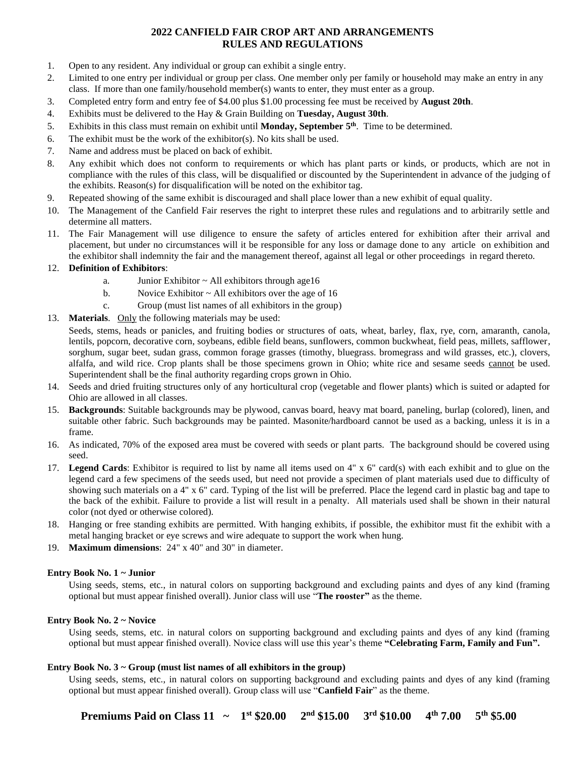# 2022 CANFIELD FAIR CROP ART AND ARRANGEMENTS
# RULES AND REGULATIONS

1. Open to any resident. Any individual or group can exhibit a single entry.
2. Limited to one entry per individual or group per class. One member only per family or household may make an entry in any class. If more than one family/household member(s) wants to enter, they must enter as a group.
3. Completed entry form and entry fee of $4.00 plus $1.00 processing fee must be received by **August 20th**.
4. Exhibits must be delivered to the Hay & Grain Building on **Tuesday, August 30th**.
5. Exhibits in this class must remain on exhibit until **Monday, September 5th**. Time to be determined.
6. The exhibit must be the work of the exhibitor(s). No kits shall be used.
7. Name and address must be placed on back of exhibit.
8. Any exhibit which does not conform to requirements or which has plant parts or kinds, or products, which are not in compliance with the rules of this class, will be disqualified or discounted by the Superintendent in advance of the judging of the exhibits. Reason(s) for disqualification will be noted on the exhibitor tag.
9. Repeated showing of the same exhibit is discouraged and shall place lower than a new exhibit of equal quality.
10. The Management of the Canfield Fair reserves the right to interpret these rules and regulations and to arbitrarily settle and determine all matters.
11. The Fair Management will use diligence to ensure the safety of articles entered for exhibition after their arrival and placement, but under no circumstances will it be responsible for any loss or damage done to any article on exhibition and the exhibitor shall indemnity the fair and the management thereof, against all legal or other proceedings in regard thereto.
12. **Definition of Exhibitors**:
    a. Junior Exhibitor ~ All exhibitors through age16
    b. Novice Exhibitor ~ All exhibitors over the age of 16
    c. Group (must list names of all exhibitors in the group)
13. **Materials**. Only the following materials may be used:

    Seeds, stems, heads or panicles, and fruiting bodies or structures of oats, wheat, barley, flax, rye, corn, amaranth, canola, lentils, popcorn, decorative corn, soybeans, edible field beans, sunflowers, common buckwheat, field peas, millets, safflower, sorghum, sugar beet, sudan grass, common forage grasses (timothy, bluegrass. bromegrass and wild grasses, etc.), clovers, alfalfa, and wild rice. Crop plants shall be those specimens grown in Ohio; white rice and sesame seeds cannot be used. Superintendent shall be the final authority regarding crops grown in Ohio.
14. Seeds and dried fruiting structures only of any horticultural crop (vegetable and flower plants) which is suited or adapted for Ohio are allowed in all classes.
15. **Backgrounds**: Suitable backgrounds may be plywood, canvas board, heavy mat board, paneling, burlap (colored), linen, and suitable other fabric. Such backgrounds may be painted. Masonite/hardboard cannot be used as a backing, unless it is in a frame.
16. As indicated, 70% of the exposed area must be covered with seeds or plant parts. The background should be covered using seed.
17. **Legend Cards**: Exhibitor is required to list by name all items used on 4" x 6" card(s) with each exhibit and to glue on the legend card a few specimens of the seeds used, but need not provide a specimen of plant materials used due to difficulty of showing such materials on a 4" x 6" card. Typing of the list will be preferred. Place the legend card in plastic bag and tape to the back of the exhibit. Failure to provide a list will result in a penalty. All materials used shall be shown in their natural color (not dyed or otherwise colored).
18. Hanging or free standing exhibits are permitted. With hanging exhibits, if possible, the exhibitor must fit the exhibit with a metal hanging bracket or eye screws and wire adequate to support the work when hung.
19. **Maximum dimensions**: 24" x 40" and 30" in diameter.

**Entry Book No. 1 ~ Junior**

Using seeds, stems, etc., in natural colors on supporting background and excluding paints and dyes of any kind (framing optional but must appear finished overall). Junior class will use "**The rooster"** as the theme.

**Entry Book No. 2 ~ Novice**

Using seeds, stems, etc. in natural colors on supporting background and excluding paints and dyes of any kind (framing optional but must appear finished overall). Novice class will use this year's theme **"Celebrating Farm, Family and Fun".**

**Entry Book No. 3 ~ Group (must list names of all exhibitors in the group)**

Using seeds, stems, etc., in natural colors on supporting background and excluding paints and dyes of any kind (framing optional but must appear finished overall). Group class will use "**Canfield Fair**" as the theme.

**Premiums Paid on Class 11 ~ 1st $20.00 2nd $15.00 3rd $10.00 4th 7.00 5th $5.00**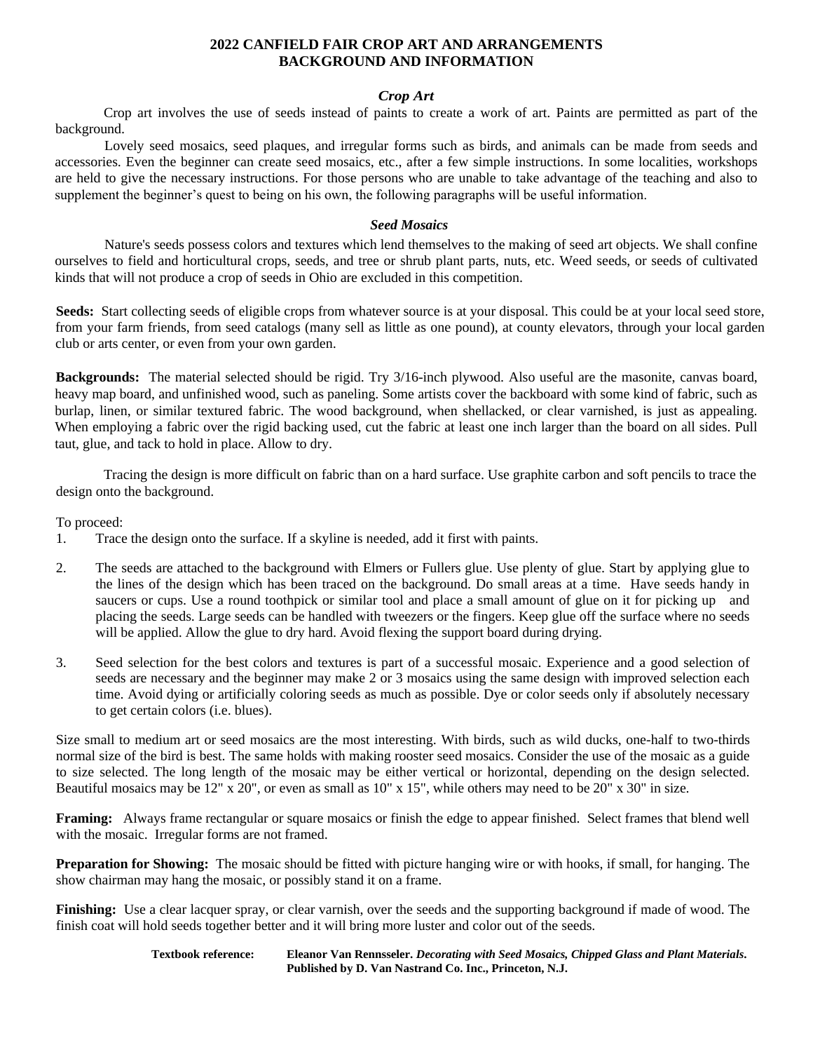# 2022 CANFIELD FAIR CROP ART AND ARRANGEMENTS BACKGROUND AND INFORMATION

### *Crop Art*

Crop art involves the use of seeds instead of paints to create a work of art. Paints are permitted as part of the background.

Lovely seed mosaics, seed plaques, and irregular forms such as birds, and animals can be made from seeds and accessories. Even the beginner can create seed mosaics, etc., after a few simple instructions. In some localities, workshops are held to give the necessary instructions. For those persons who are unable to take advantage of the teaching and also to supplement the beginner's quest to being on his own, the following paragraphs will be useful information.

### *Seed Mosaics*

Nature's seeds possess colors and textures which lend themselves to the making of seed art objects. We shall confine ourselves to field and horticultural crops, seeds, and tree or shrub plant parts, nuts, etc. Weed seeds, or seeds of cultivated kinds that will not produce a crop of seeds in Ohio are excluded in this competition.

**Seeds:** Start collecting seeds of eligible crops from whatever source is at your disposal. This could be at your local seed store, from your farm friends, from seed catalogs (many sell as little as one pound), at county elevators, through your local garden club or arts center, or even from your own garden.

**Backgrounds:** The material selected should be rigid. Try 3/16-inch plywood. Also useful are the masonite, canvas board, heavy map board, and unfinished wood, such as paneling. Some artists cover the backboard with some kind of fabric, such as burlap, linen, or similar textured fabric. The wood background, when shellacked, or clear varnished, is just as appealing. When employing a fabric over the rigid backing used, cut the fabric at least one inch larger than the board on all sides. Pull taut, glue, and tack to hold in place. Allow to dry.

Tracing the design is more difficult on fabric than on a hard surface. Use graphite carbon and soft pencils to trace the design onto the background.

To proceed:

1. Trace the design onto the surface. If a skyline is needed, add it first with paints.
2. The seeds are attached to the background with Elmers or Fullers glue. Use plenty of glue. Start by applying glue to the lines of the design which has been traced on the background. Do small areas at a time. Have seeds handy in saucers or cups. Use a round toothpick or similar tool and place a small amount of glue on it for picking up and placing the seeds. Large seeds can be handled with tweezers or the fingers. Keep glue off the surface where no seeds will be applied. Allow the glue to dry hard. Avoid flexing the support board during drying.
3. Seed selection for the best colors and textures is part of a successful mosaic. Experience and a good selection of seeds are necessary and the beginner may make 2 or 3 mosaics using the same design with improved selection each time. Avoid dying or artificially coloring seeds as much as possible. Dye or color seeds only if absolutely necessary to get certain colors (i.e. blues).

Size small to medium art or seed mosaics are the most interesting. With birds, such as wild ducks, one-half to two-thirds normal size of the bird is best. The same holds with making rooster seed mosaics. Consider the use of the mosaic as a guide to size selected. The long length of the mosaic may be either vertical or horizontal, depending on the design selected. Beautiful mosaics may be 12" x 20", or even as small as 10" x 15", while others may need to be 20" x 30" in size.

**Framing:** Always frame rectangular or square mosaics or finish the edge to appear finished. Select frames that blend well with the mosaic. Irregular forms are not framed.

**Preparation for Showing:** The mosaic should be fitted with picture hanging wire or with hooks, if small, for hanging. The show chairman may hang the mosaic, or possibly stand it on a frame.

**Finishing:** Use a clear lacquer spray, or clear varnish, over the seeds and the supporting background if made of wood. The finish coat will hold seeds together better and it will bring more luster and color out of the seeds.

**Textbook reference:** **Eleanor Van Rennsseler. *Decorating with Seed Mosaics, Chipped Glass and Plant Materials.* Published by D. Van Nastrand Co. Inc., Princeton, N.J.**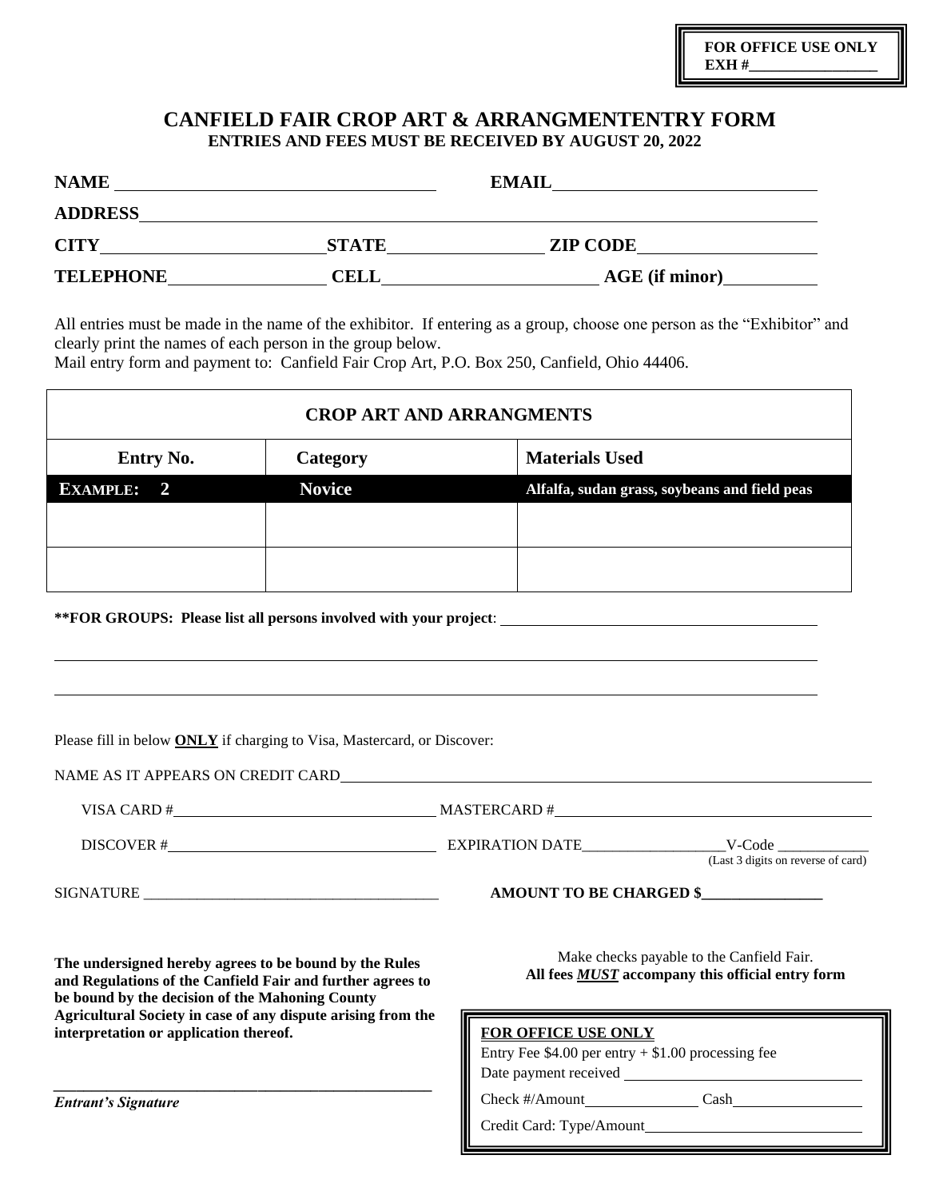**FOR OFFICE USE ONLY**
**EXH #\_\_\_\_\_\_\_\_\_\_\_\_\_\_\_\_\_\_**

# CANFIELD FAIR CROP ART & ARRANGMENTENTRY FORM

**ENTRIES AND FEES MUST BE RECEIVED BY AUGUST 20, 2022**

**NAME** \_\_\_\_\_\_\_\_\_\_\_\_\_\_\_\_\_\_\_\_\_\_\_\_\_\_\_\_\_\_\_\_\_\_\_\_ **EMAIL**\_\_\_\_\_\_\_\_\_\_\_\_\_\_\_\_\_\_\_\_\_\_\_\_\_\_\_\_\_\_\_\_\_\_

**ADDRESS**\_\_\_\_\_\_\_\_\_\_\_\_\_\_\_\_\_\_\_\_\_\_\_\_\_\_\_\_\_\_\_\_\_\_\_\_\_\_\_\_\_\_\_\_\_\_\_\_\_\_\_\_\_\_\_\_\_\_\_\_\_\_\_\_\_\_\_\_\_\_\_\_\_\_\_\_\_\_

**CITY**\_\_\_\_\_\_\_\_\_\_\_\_\_\_\_\_\_\_\_\_\_\_\_\_\_\_\_\_**STATE**\_\_\_\_\_\_\_\_\_\_\_\_\_\_\_\_\_\_\_\_ **ZIP CODE**\_\_\_\_\_\_\_\_\_\_\_\_\_\_\_\_\_\_\_\_\_\_\_\_

**TELEPHONE**\_\_\_\_\_\_\_\_\_\_\_\_\_\_\_\_\_\_\_\_ **CELL**\_\_\_\_\_\_\_\_\_\_\_\_\_\_\_\_\_\_\_\_\_\_\_\_\_\_\_\_ **AGE (if minor)**\_\_\_\_\_\_\_\_\_\_\_\_

All entries must be made in the name of the exhibitor. If entering as a group, choose one person as the "Exhibitor" and clearly print the names of each person in the group below.
Mail entry form and payment to: Canfield Fair Crop Art, P.O. Box 250, Canfield, Ohio 44406.

| CROP ART AND ARRANGMENTS | | |
|---|---|---|
| **Entry No.** | **Category** | **Materials Used** |
| **EXAMPLE: 2** | **Novice** | **Alfalfa, sudan grass, soybeans and field peas** |
| | | |
| | | |

**\*\*FOR GROUPS: Please list all persons involved with your project**: \_\_\_\_\_\_\_\_\_\_\_\_\_\_\_\_\_\_\_\_\_\_\_\_\_\_\_\_\_\_\_\_\_\_\_\_\_\_\_\_\_\_\_\_

\_\_\_\_\_\_\_\_\_\_\_\_\_\_\_\_\_\_\_\_\_\_\_\_\_\_\_\_\_\_\_\_\_\_\_\_\_\_\_\_\_\_\_\_\_\_\_\_\_\_\_\_\_\_\_\_\_\_\_\_\_\_\_\_\_\_\_\_\_\_\_\_\_\_\_\_\_\_\_\_\_\_\_\_\_\_\_\_\_\_\_\_

\_\_\_\_\_\_\_\_\_\_\_\_\_\_\_\_\_\_\_\_\_\_\_\_\_\_\_\_\_\_\_\_\_\_\_\_\_\_\_\_\_\_\_\_\_\_\_\_\_\_\_\_\_\_\_\_\_\_\_\_\_\_\_\_\_\_\_\_\_\_\_\_\_\_\_\_\_\_\_\_\_\_\_\_\_\_\_\_\_\_\_\_

Please fill in below **ONLY** if charging to Visa, Mastercard, or Discover:

NAME AS IT APPEARS ON CREDIT CARD\_\_\_\_\_\_\_\_\_\_\_\_\_\_\_\_\_\_\_\_\_\_\_\_\_\_\_\_\_\_\_\_\_\_\_\_\_\_\_\_\_\_\_\_\_\_\_\_\_\_\_\_\_\_\_\_\_\_\_\_\_\_\_\_

VISA CARD #\_\_\_\_\_\_\_\_\_\_\_\_\_\_\_\_\_\_\_\_\_\_\_\_\_\_\_\_\_\_\_\_\_\_\_\_ MASTERCARD #\_\_\_\_\_\_\_\_\_\_\_\_\_\_\_\_\_\_\_\_\_\_\_\_\_\_\_\_\_\_\_\_\_\_\_\_\_\_\_\_\_\_\_\_

DISCOVER #\_\_\_\_\_\_\_\_\_\_\_\_\_\_\_\_\_\_\_\_\_\_\_\_\_\_\_\_\_\_\_\_\_\_\_\_\_\_ EXPIRATION DATE\_\_\_\_\_\_\_\_\_\_\_\_\_\_\_\_\_\_\_\_V-Code \_\_\_\_\_\_\_\_\_\_\_\_
(Last 3 digits on reverse of card)

SIGNATURE \_\_\_\_\_\_\_\_\_\_\_\_\_\_\_\_\_\_\_\_\_\_\_\_\_\_\_\_\_\_\_\_\_\_\_\_\_\_\_\_\_\_ **AMOUNT TO BE CHARGED $\_\_\_\_\_\_\_\_\_\_\_\_\_\_\_\_\_**

**The undersigned hereby agrees to be bound by the Rules and Regulations of the Canfield Fair and further agrees to be bound by the decision of the Mahoning County Agricultural Society in case of any dispute arising from the interpretation or application thereof.**

\_\_\_\_\_\_\_\_\_\_\_\_\_\_\_\_\_\_\_\_\_\_\_\_\_\_\_\_\_\_\_\_\_\_\_\_\_\_\_\_\_\_\_\_\_\_\_\_\_\_\_\_
***Entrant's Signature***

Make checks payable to the Canfield Fair.
**All fees *MUST* accompany this official entry form**

**FOR OFFICE USE ONLY**
Entry Fee $4.00 per entry + $1.00 processing fee
Date payment received \_\_\_\_\_\_\_\_\_\_\_\_\_\_\_\_\_\_\_\_\_\_\_\_\_\_\_\_\_\_\_\_\_\_\_
Check #/Amount\_\_\_\_\_\_\_\_\_\_\_\_\_\_\_\_\_ Cash\_\_\_\_\_\_\_\_\_\_\_\_\_\_\_\_\_\_\_
Credit Card: Type/Amount\_\_\_\_\_\_\_\_\_\_\_\_\_\_\_\_\_\_\_\_\_\_\_\_\_\_\_\_\_\_\_\_